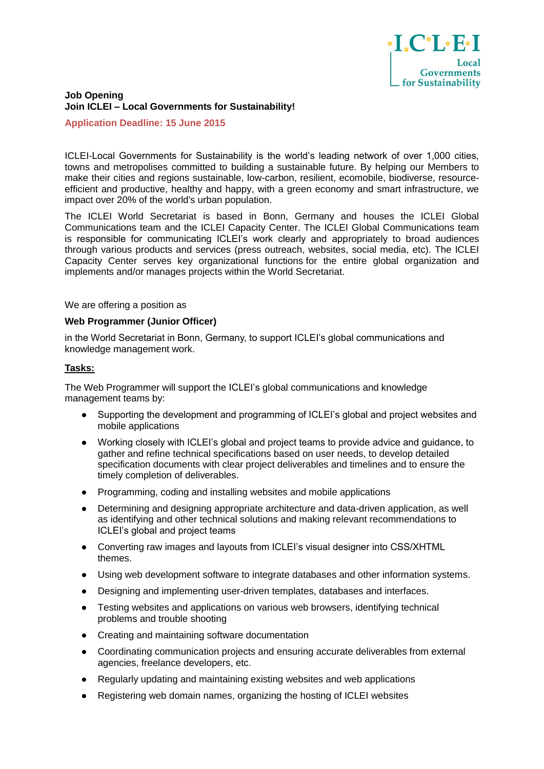ICLEI Local Governments for Sustainability

**Job Opening**
**Join ICLEI – Local Governments for Sustainability!**

**Application Deadline: 15 June 2015**

ICLEI-Local Governments for Sustainability is the world's leading network of over 1,000 cities, towns and metropolises committed to building a sustainable future. By helping our Members to make their cities and regions sustainable, low-carbon, resilient, ecomobile, biodiverse, resource-efficient and productive, healthy and happy, with a green economy and smart infrastructure, we impact over 20% of the world's urban population.

The ICLEI World Secretariat is based in Bonn, Germany and houses the ICLEI Global Communications team and the ICLEI Capacity Center. The ICLEI Global Communications team is responsible for communicating ICLEI's work clearly and appropriately to broad audiences through various products and services (press outreach, websites, social media, etc). The ICLEI Capacity Center serves key organizational functions for the entire global organization and implements and/or manages projects within the World Secretariat.

We are offering a position as

**Web Programmer (Junior Officer)**

in the World Secretariat in Bonn, Germany, to support ICLEI's global communications and knowledge management work.

**Tasks:**

The Web Programmer will support the ICLEI's global communications and knowledge management teams by:

- Supporting the development and programming of ICLEI's global and project websites and mobile applications
- Working closely with ICLEI's global and project teams to provide advice and guidance, to gather and refine technical specifications based on user needs, to develop detailed specification documents with clear project deliverables and timelines and to ensure the timely completion of deliverables.
- Programming, coding and installing websites and mobile applications
- Determining and designing appropriate architecture and data-driven application, as well as identifying and other technical solutions and making relevant recommendations to ICLEI's global and project teams
- Converting raw images and layouts from ICLEI's visual designer into CSS/XHTML themes.
- Using web development software to integrate databases and other information systems.
- Designing and implementing user-driven templates, databases and interfaces.
- Testing websites and applications on various web browsers, identifying technical problems and trouble shooting
- Creating and maintaining software documentation
- Coordinating communication projects and ensuring accurate deliverables from external agencies, freelance developers, etc.
- Regularly updating and maintaining existing websites and web applications
- Registering web domain names, organizing the hosting of ICLEI websites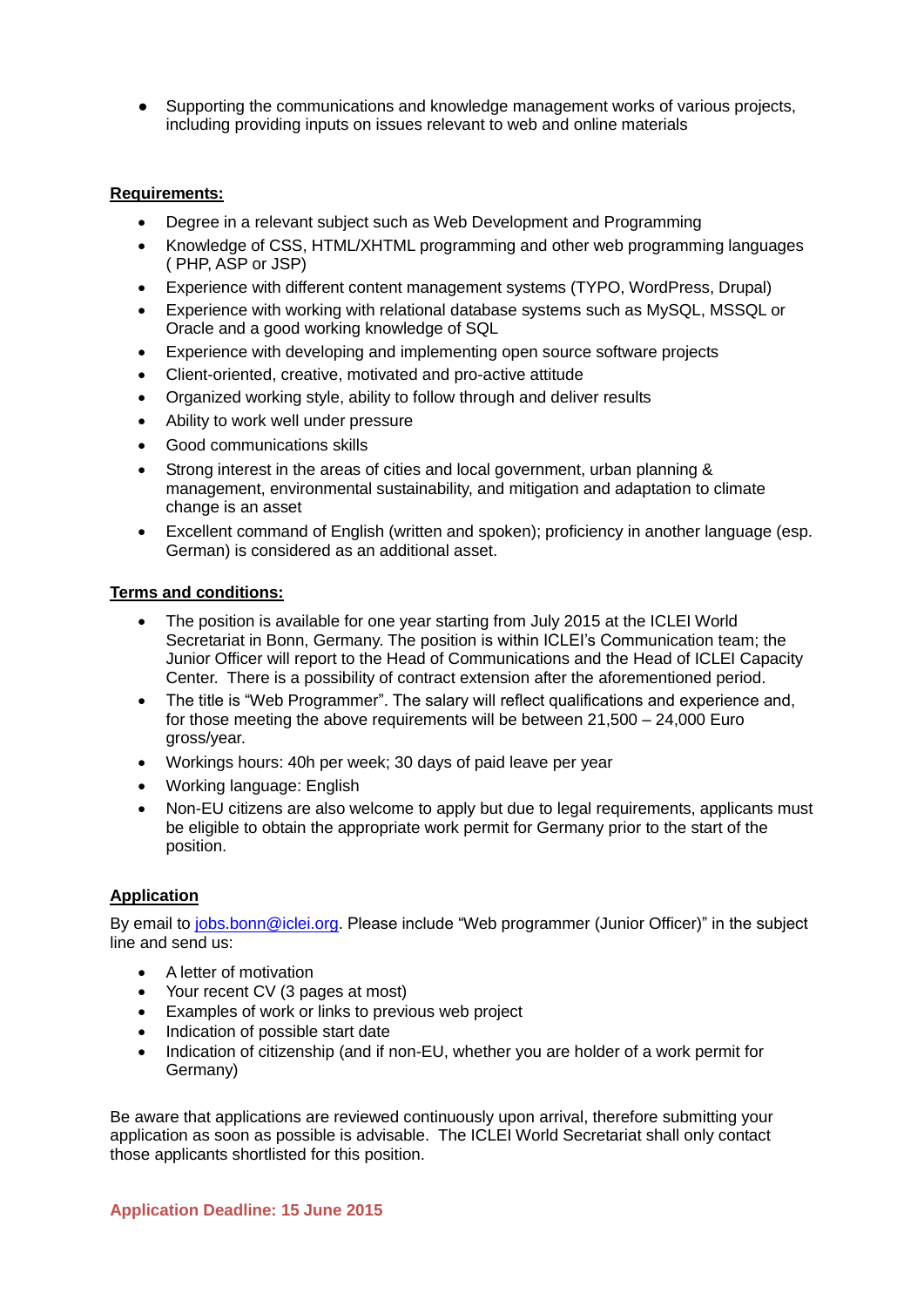- Supporting the communications and knowledge management works of various projects, including providing inputs on issues relevant to web and online materials

**Requirements:**

- Degree in a relevant subject such as Web Development and Programming
- Knowledge of CSS, HTML/XHTML programming and other web programming languages ( PHP, ASP or JSP)
- Experience with different content management systems (TYPO, WordPress, Drupal)
- Experience with working with relational database systems such as MySQL, MSSQL or Oracle and a good working knowledge of SQL
- Experience with developing and implementing open source software projects
- Client-oriented, creative, motivated and pro-active attitude
- Organized working style, ability to follow through and deliver results
- Ability to work well under pressure
- Good communications skills
- Strong interest in the areas of cities and local government, urban planning & management, environmental sustainability, and mitigation and adaptation to climate change is an asset
- Excellent command of English (written and spoken); proficiency in another language (esp. German) is considered as an additional asset.

**Terms and conditions:**

- The position is available for one year starting from July 2015 at the ICLEI World Secretariat in Bonn, Germany. The position is within ICLEI's Communication team; the Junior Officer will report to the Head of Communications and the Head of ICLEI Capacity Center. There is a possibility of contract extension after the aforementioned period.
- The title is "Web Programmer". The salary will reflect qualifications and experience and, for those meeting the above requirements will be between 21,500 – 24,000 Euro gross/year.
- Workings hours: 40h per week; 30 days of paid leave per year
- Working language: English
- Non-EU citizens are also welcome to apply but due to legal requirements, applicants must be eligible to obtain the appropriate work permit for Germany prior to the start of the position.

**Application**

By email to jobs.bonn@iclei.org. Please include "Web programmer (Junior Officer)" in the subject line and send us:

- A letter of motivation
- Your recent CV (3 pages at most)
- Examples of work or links to previous web project
- Indication of possible start date
- Indication of citizenship (and if non-EU, whether you are holder of a work permit for Germany)

Be aware that applications are reviewed continuously upon arrival, therefore submitting your application as soon as possible is advisable. The ICLEI World Secretariat shall only contact those applicants shortlisted for this position.

**Application Deadline: 15 June 2015**